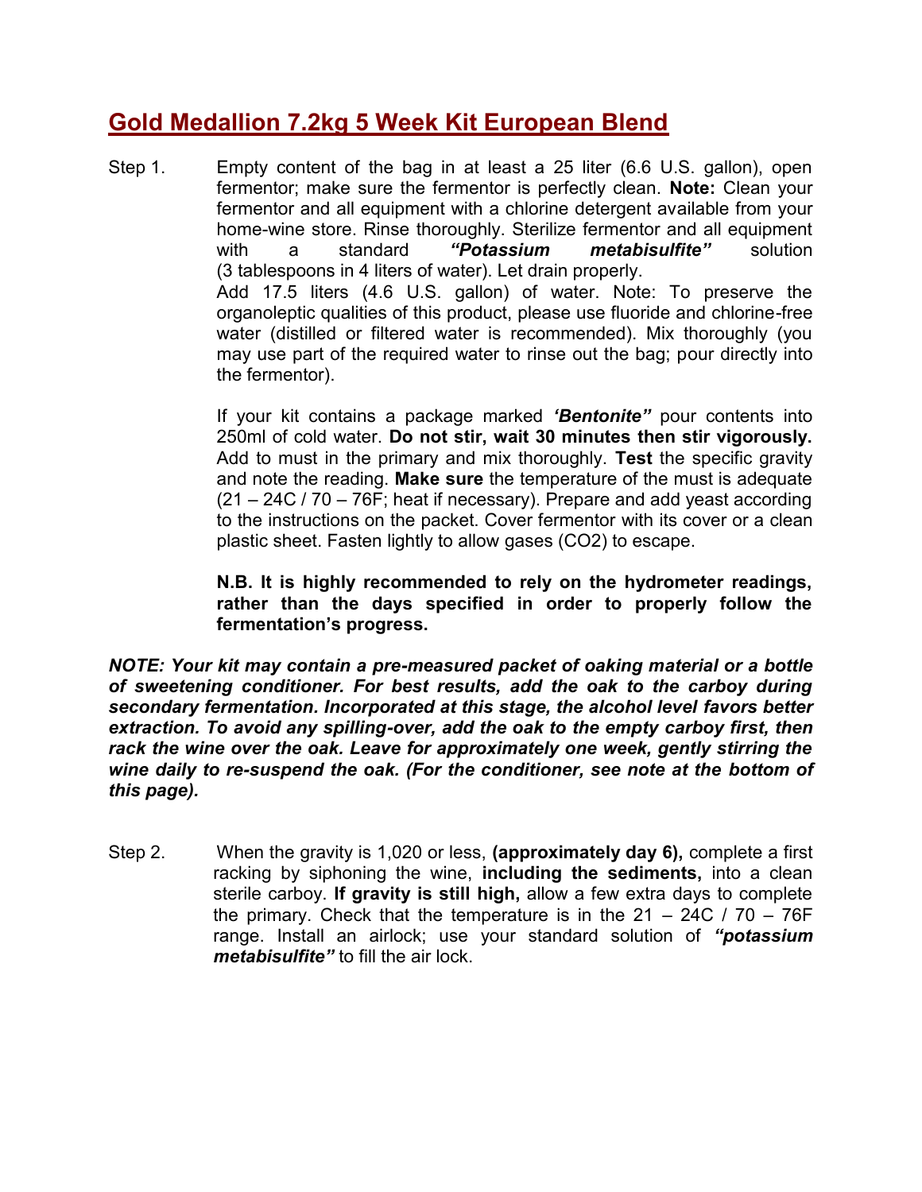# **Gold Medallion 7.2kg 5 Week Kit European Blend**

Step 1. Empty content of the bag in at least a 25 liter (6.6 U.S. gallon), open fermentor; make sure the fermentor is perfectly clean. **Note:** Clean your fermentor and all equipment with a chlorine detergent available from your home-wine store. Rinse thoroughly. Sterilize fermentor and all equipment with a standard ***"Potassium metabisulfite"*** solution (3 tablespoons in 4 liters of water). Let drain properly.

Add 17.5 liters (4.6 U.S. gallon) of water. Note: To preserve the organoleptic qualities of this product, please use fluoride and chlorine-free water (distilled or filtered water is recommended). Mix thoroughly (you may use part of the required water to rinse out the bag; pour directly into the fermentor).

If your kit contains a package marked ***'Bentonite"*** pour contents into 250ml of cold water. **Do not stir, wait 30 minutes then stir vigorously.** Add to must in the primary and mix thoroughly. **Test** the specific gravity and note the reading. **Make sure** the temperature of the must is adequate (21 – 24C / 70 – 76F; heat if necessary). Prepare and add yeast according to the instructions on the packet. Cover fermentor with its cover or a clean plastic sheet. Fasten lightly to allow gases (CO2) to escape.

**N.B. It is highly recommended to rely on the hydrometer readings, rather than the days specified in order to properly follow the fermentation's progress.**

***NOTE: Your kit may contain a pre-measured packet of oaking material or a bottle of sweetening conditioner. For best results, add the oak to the carboy during secondary fermentation. Incorporated at this stage, the alcohol level favors better extraction. To avoid any spilling-over, add the oak to the empty carboy first, then rack the wine over the oak. Leave for approximately one week, gently stirring the wine daily to re-suspend the oak. (For the conditioner, see note at the bottom of this page).***

Step 2. When the gravity is 1,020 or less, **(approximately day 6),** complete a first racking by siphoning the wine, **including the sediments,** into a clean sterile carboy. **If gravity is still high,** allow a few extra days to complete the primary. Check that the temperature is in the 21 – 24C / 70 – 76F range. Install an airlock; use your standard solution of ***"potassium metabisulfite"*** to fill the air lock.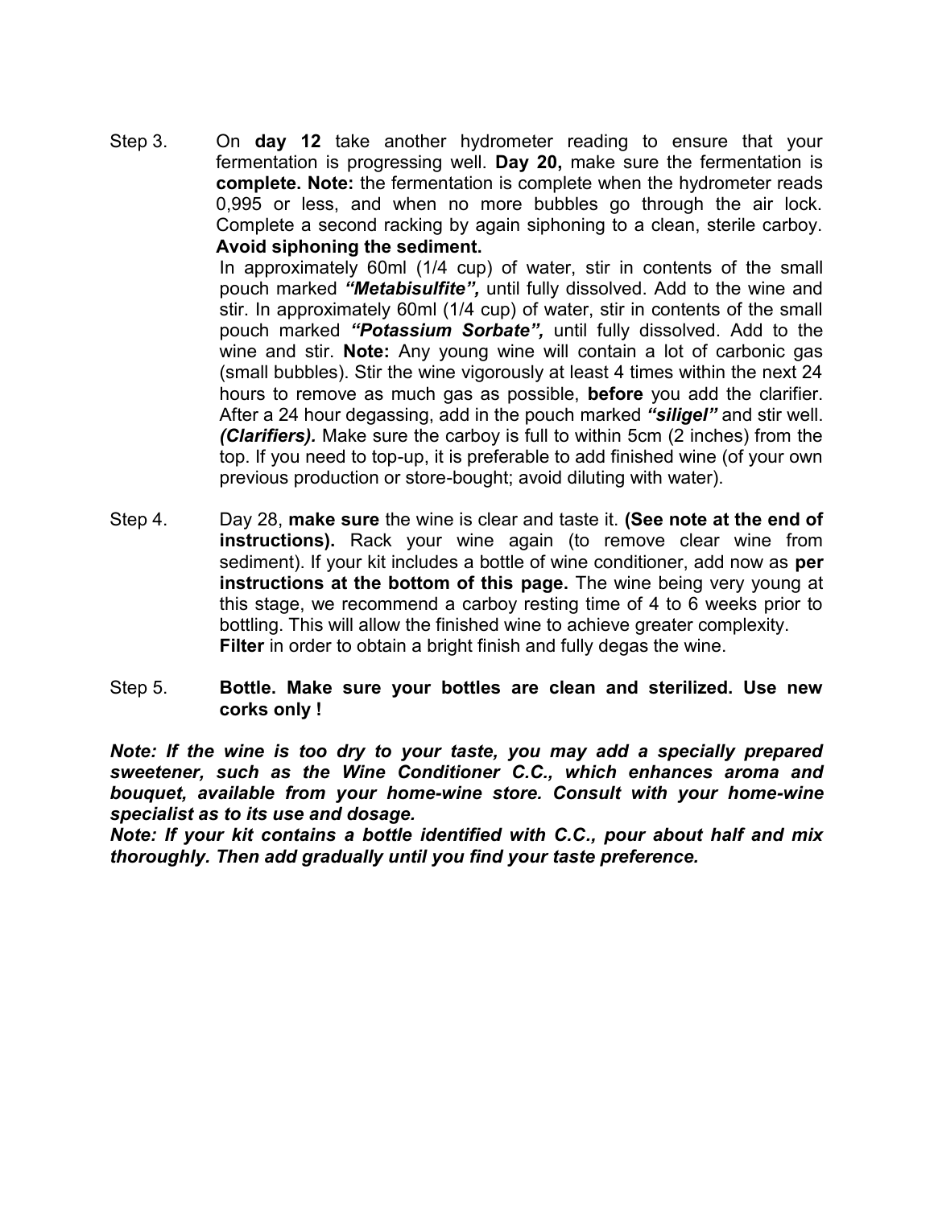Step 3. On **day 12** take another hydrometer reading to ensure that your fermentation is progressing well. **Day 20,** make sure the fermentation is **complete. Note:** the fermentation is complete when the hydrometer reads 0,995 or less, and when no more bubbles go through the air lock. Complete a second racking by again siphoning to a clean, sterile carboy. **Avoid siphoning the sediment.**

In approximately 60ml (1/4 cup) of water, stir in contents of the small pouch marked ***"Metabisulfite",*** until fully dissolved. Add to the wine and stir. In approximately 60ml (1/4 cup) of water, stir in contents of the small pouch marked ***"Potassium Sorbate",*** until fully dissolved. Add to the wine and stir. **Note:** Any young wine will contain a lot of carbonic gas (small bubbles). Stir the wine vigorously at least 4 times within the next 24 hours to remove as much gas as possible, **before** you add the clarifier. After a 24 hour degassing, add in the pouch marked ***"siligel"*** and stir well. ***(Clarifiers).*** Make sure the carboy is full to within 5cm (2 inches) from the top. If you need to top-up, it is preferable to add finished wine (of your own previous production or store-bought; avoid diluting with water).

Step 4. Day 28, **make sure** the wine is clear and taste it. **(See note at the end of instructions).** Rack your wine again (to remove clear wine from sediment). If your kit includes a bottle of wine conditioner, add now as **per instructions at the bottom of this page.** The wine being very young at this stage, we recommend a carboy resting time of 4 to 6 weeks prior to bottling. This will allow the finished wine to achieve greater complexity. **Filter** in order to obtain a bright finish and fully degas the wine.

Step 5. **Bottle. Make sure your bottles are clean and sterilized. Use new corks only !**

***Note: If the wine is too dry to your taste, you may add a specially prepared sweetener, such as the Wine Conditioner C.C., which enhances aroma and bouquet, available from your home-wine store. Consult with your home-wine specialist as to its use and dosage.***

***Note: If your kit contains a bottle identified with C.C., pour about half and mix thoroughly. Then add gradually until you find your taste preference.***